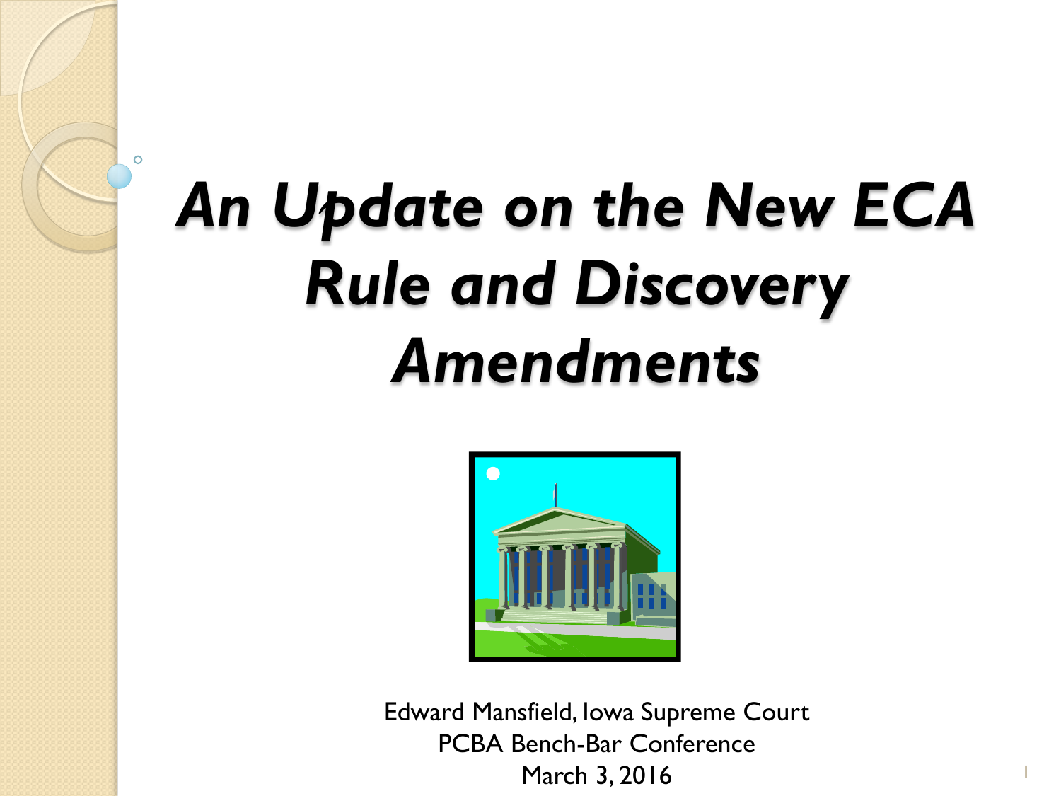# *An Update on the New ECA Rule and Discovery Amendments*

Edward Mansfield, Iowa Supreme Court
PCBA Bench-Bar Conference
March 3, 2016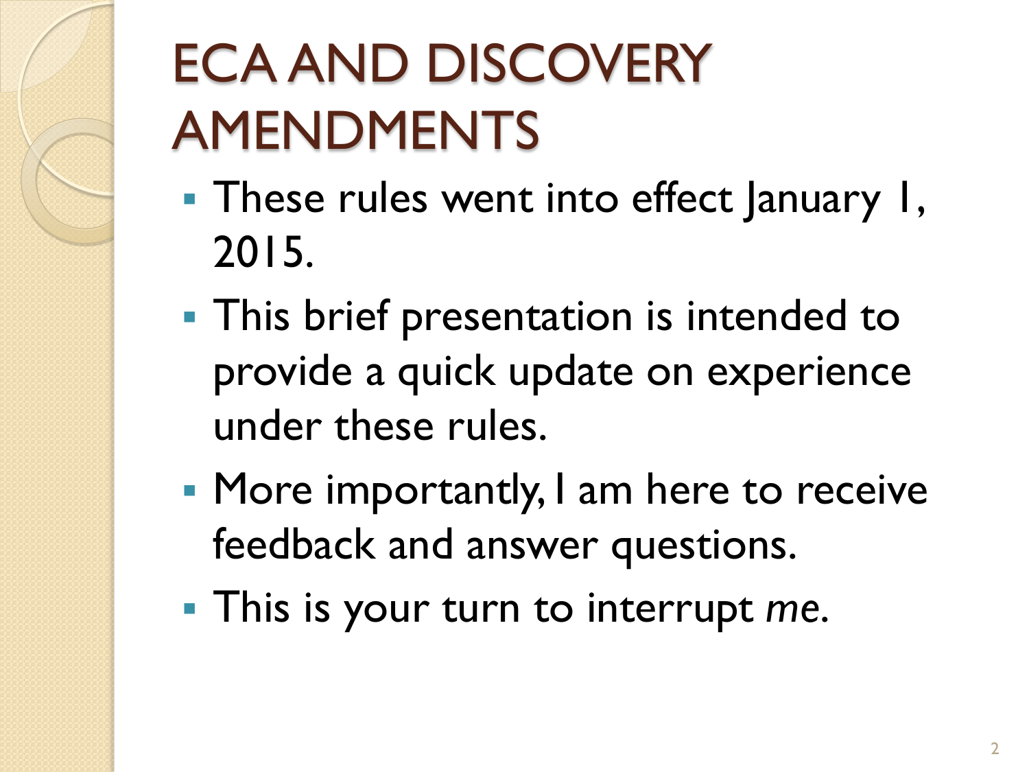# ECA AND DISCOVERY AMENDMENTS

- These rules went into effect January 1, 2015.
- This brief presentation is intended to provide a quick update on experience under these rules.
- More importantly, I am here to receive feedback and answer questions.
- This is your turn to interrupt *me*.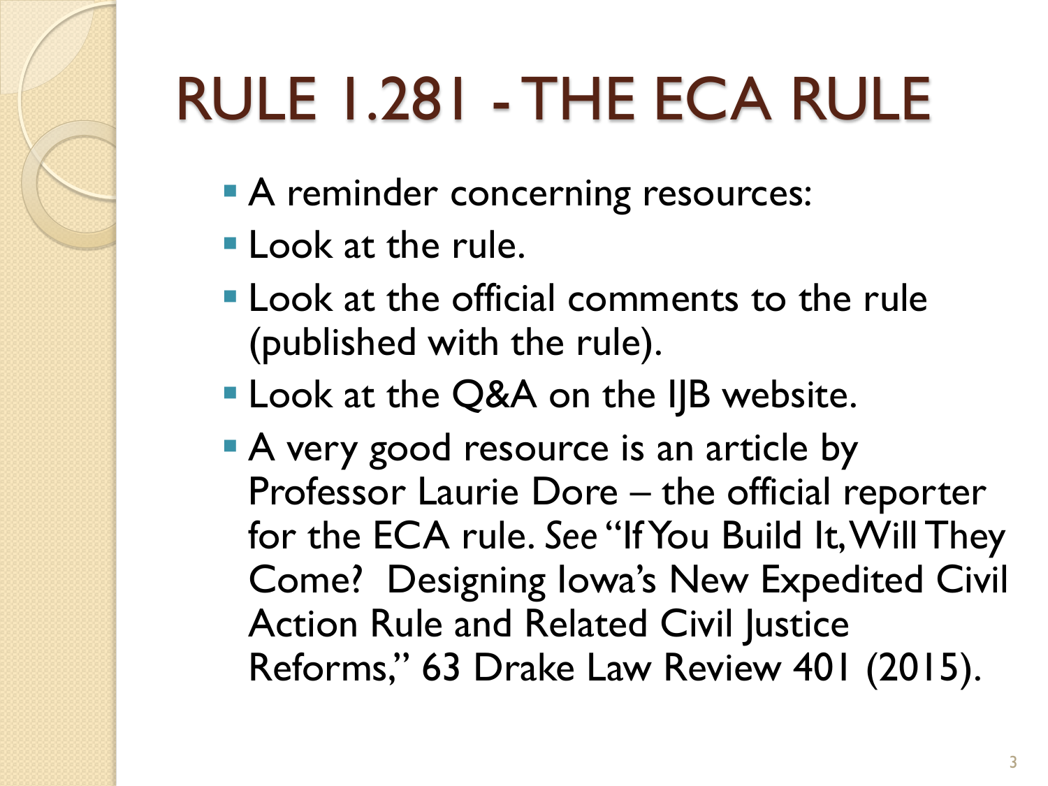# RULE 1.281 - THE ECA RULE

- A reminder concerning resources:
- Look at the rule.
- Look at the official comments to the rule (published with the rule).
- Look at the Q&A on the IJB website.
- A very good resource is an article by Professor Laurie Dore – the official reporter for the ECA rule. *See* "If You Build It, Will They Come? Designing Iowa's New Expedited Civil Action Rule and Related Civil Justice Reforms," 63 Drake Law Review 401 (2015).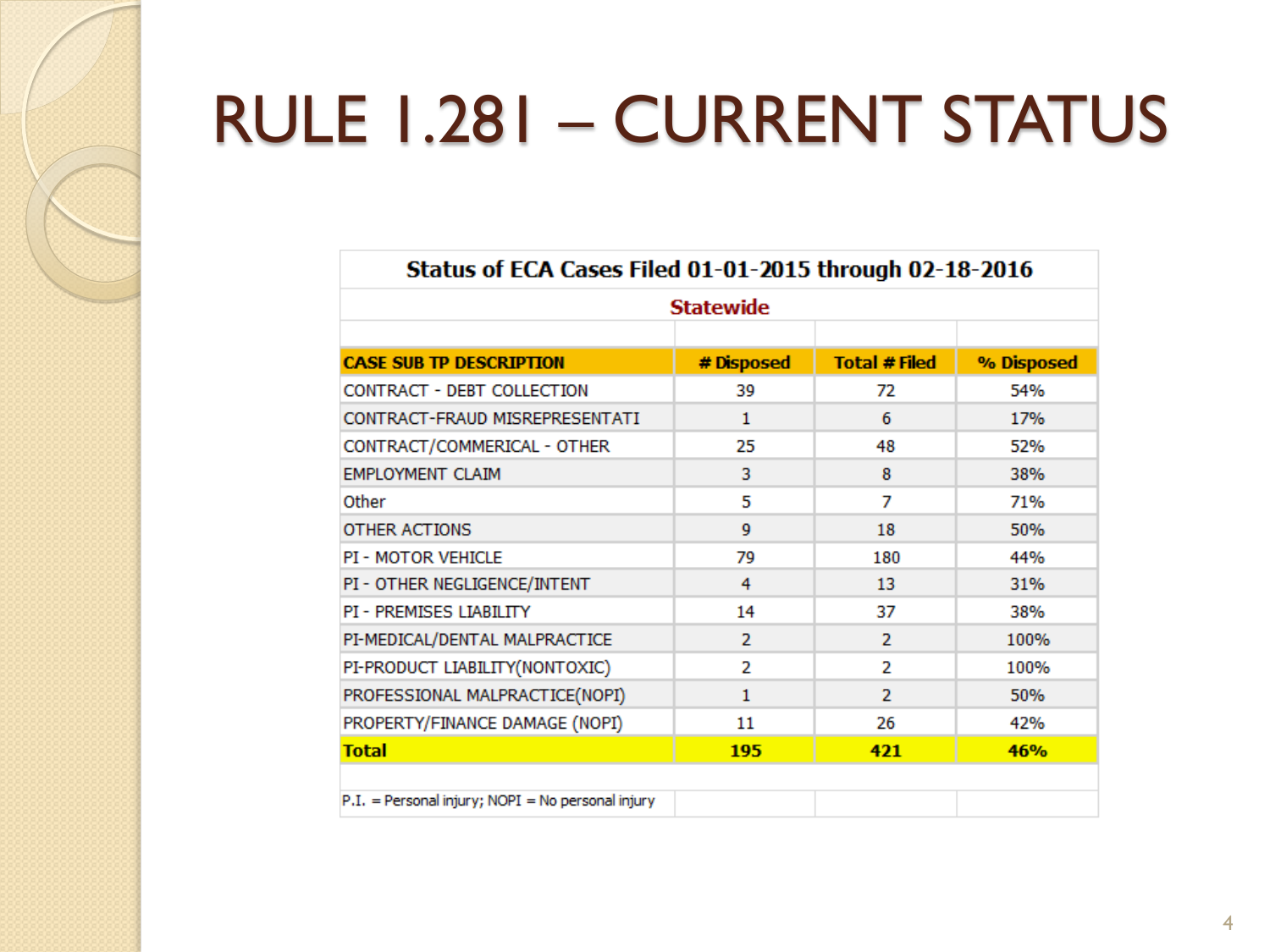# RULE 1.281 – CURRENT STATUS

**Status of ECA Cases Filed 01-01-2015 through 02-18-2016**

**Statewide**

| CASE SUB TP DESCRIPTION | # Disposed | Total # Filed | % Disposed |
|---|---|---|---|
| CONTRACT - DEBT COLLECTION | 39 | 72 | 54% |
| CONTRACT-FRAUD MISREPRESENTATI | 1 | 6 | 17% |
| CONTRACT/COMMERICAL - OTHER | 25 | 48 | 52% |
| EMPLOYMENT CLAIM | 3 | 8 | 38% |
| Other | 5 | 7 | 71% |
| OTHER ACTIONS | 9 | 18 | 50% |
| PI - MOTOR VEHICLE | 79 | 180 | 44% |
| PI - OTHER NEGLIGENCE/INTENT | 4 | 13 | 31% |
| PI - PREMISES LIABILITY | 14 | 37 | 38% |
| PI-MEDICAL/DENTAL MALPRACTICE | 2 | 2 | 100% |
| PI-PRODUCT LIABILITY(NONTOXIC) | 2 | 2 | 100% |
| PROFESSIONAL MALPRACTICE(NOPI) | 1 | 2 | 50% |
| PROPERTY/FINANCE DAMAGE (NOPI) | 11 | 26 | 42% |
| **Total** | **195** | **421** | **46%** |

P.I. = Personal injury; NOPI = No personal injury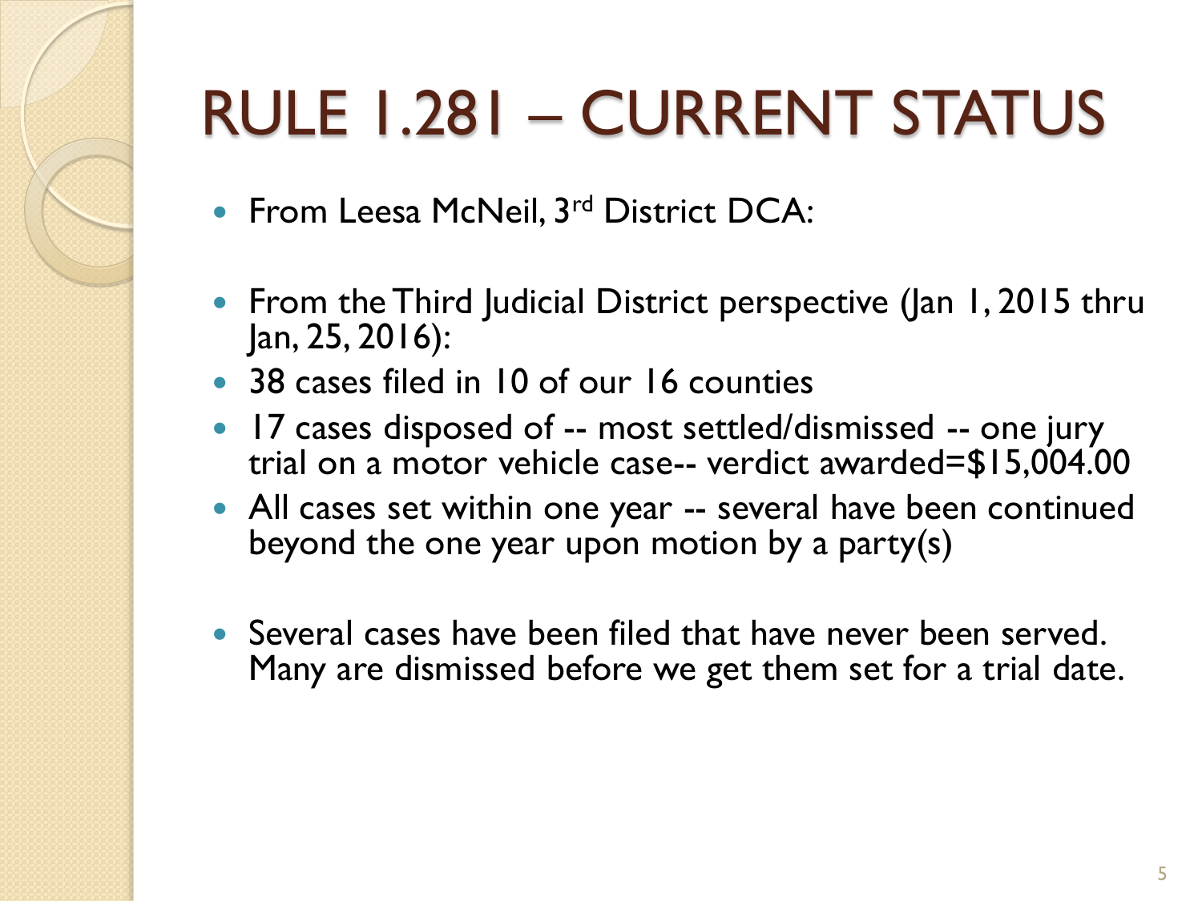# RULE 1.281 – CURRENT STATUS

- From Leesa McNeil, 3rd District DCA:

- From the Third Judicial District perspective (Jan 1, 2015 thru Jan, 25, 2016):
- 38 cases filed in 10 of our 16 counties
- 17 cases disposed of -- most settled/dismissed -- one jury trial on a motor vehicle case-- verdict awarded=$15,004.00
- All cases set within one year -- several have been continued beyond the one year upon motion by a party(s)

- Several cases have been filed that have never been served. Many are dismissed before we get them set for a trial date.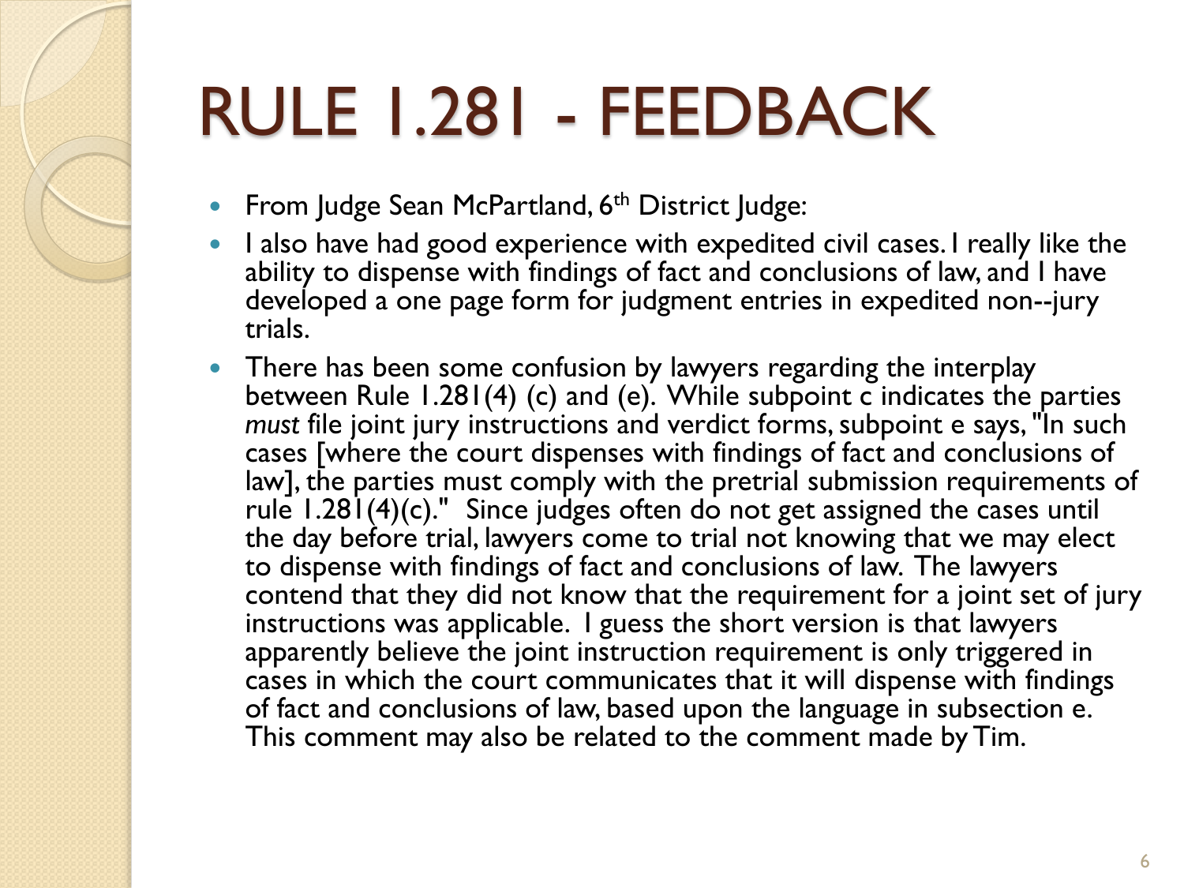# RULE 1.281 - FEEDBACK

- From Judge Sean McPartland, 6th District Judge:
- I also have had good experience with expedited civil cases. I really like the ability to dispense with findings of fact and conclusions of law, and I have developed a one page form for judgment entries in expedited non--jury trials.
- There has been some confusion by lawyers regarding the interplay between Rule 1.281(4) (c) and (e). While subpoint c indicates the parties *must* file joint jury instructions and verdict forms, subpoint e says, "In such cases [where the court dispenses with findings of fact and conclusions of law], the parties must comply with the pretrial submission requirements of rule 1.281(4)(c)." Since judges often do not get assigned the cases until the day before trial, lawyers come to trial not knowing that we may elect to dispense with findings of fact and conclusions of law. The lawyers contend that they did not know that the requirement for a joint set of jury instructions was applicable. I guess the short version is that lawyers apparently believe the joint instruction requirement is only triggered in cases in which the court communicates that it will dispense with findings of fact and conclusions of law, based upon the language in subsection e. This comment may also be related to the comment made by Tim.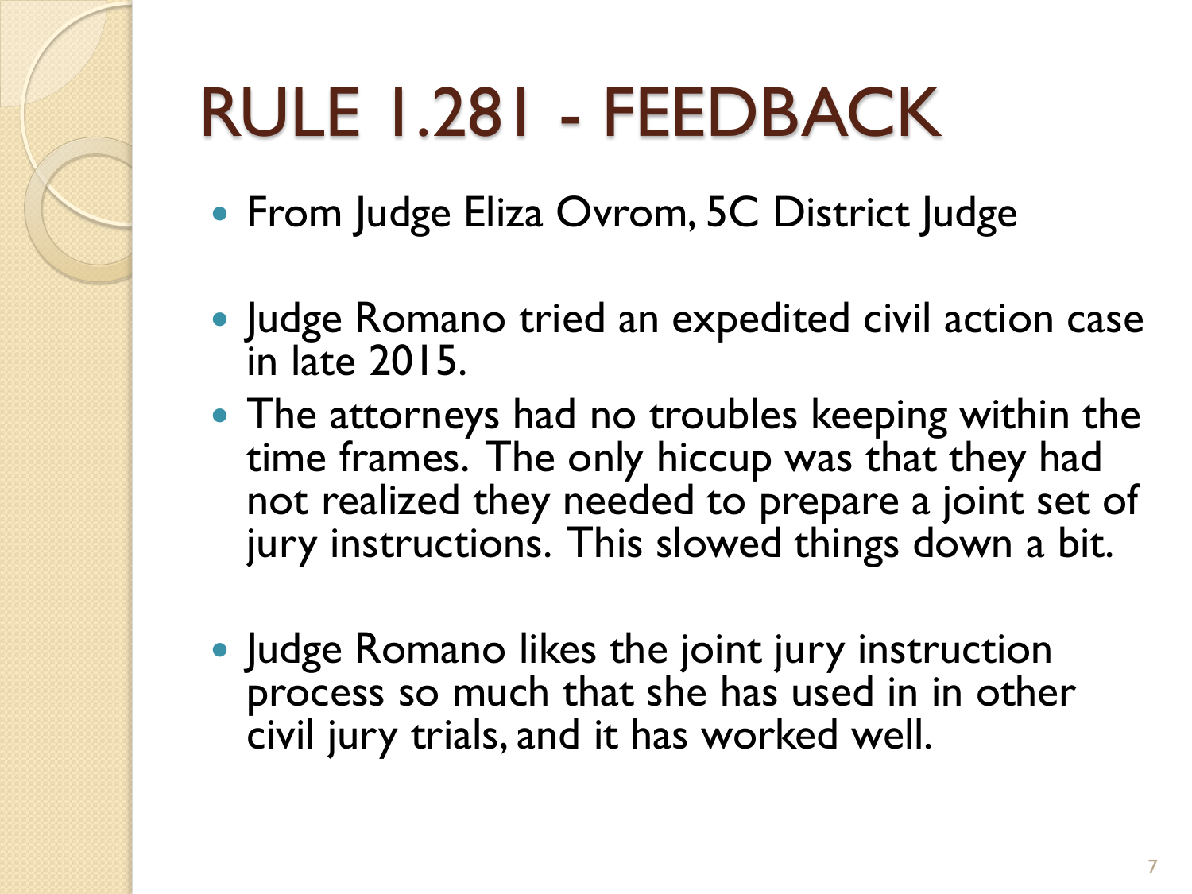# RULE 1.281 - FEEDBACK

- From Judge Eliza Ovrom, 5C District Judge

- Judge Romano tried an expedited civil action case in late 2015.
- The attorneys had no troubles keeping within the time frames. The only hiccup was that they had not realized they needed to prepare a joint set of jury instructions. This slowed things down a bit.

- Judge Romano likes the joint jury instruction process so much that she has used in in other civil jury trials, and it has worked well.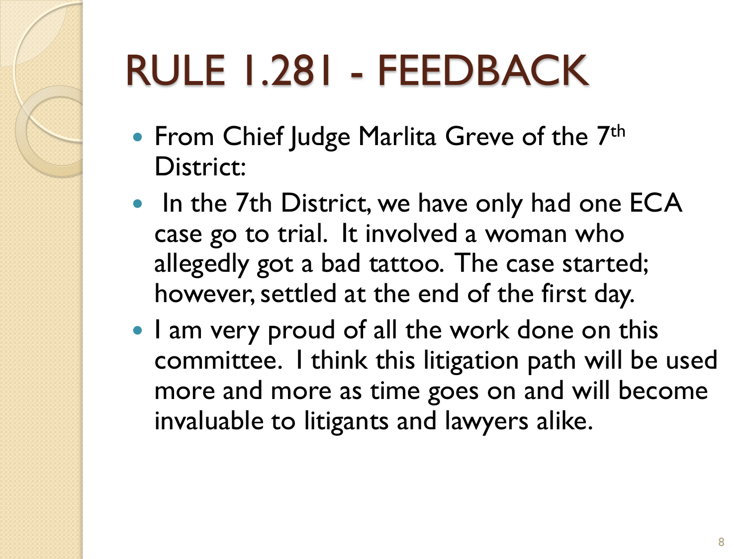# RULE 1.281 - FEEDBACK

- From Chief Judge Marlita Greve of the 7th District:
- In the 7th District, we have only had one ECA case go to trial. It involved a woman who allegedly got a bad tattoo. The case started; however, settled at the end of the first day.
- I am very proud of all the work done on this committee. I think this litigation path will be used more and more as time goes on and will become invaluable to litigants and lawyers alike.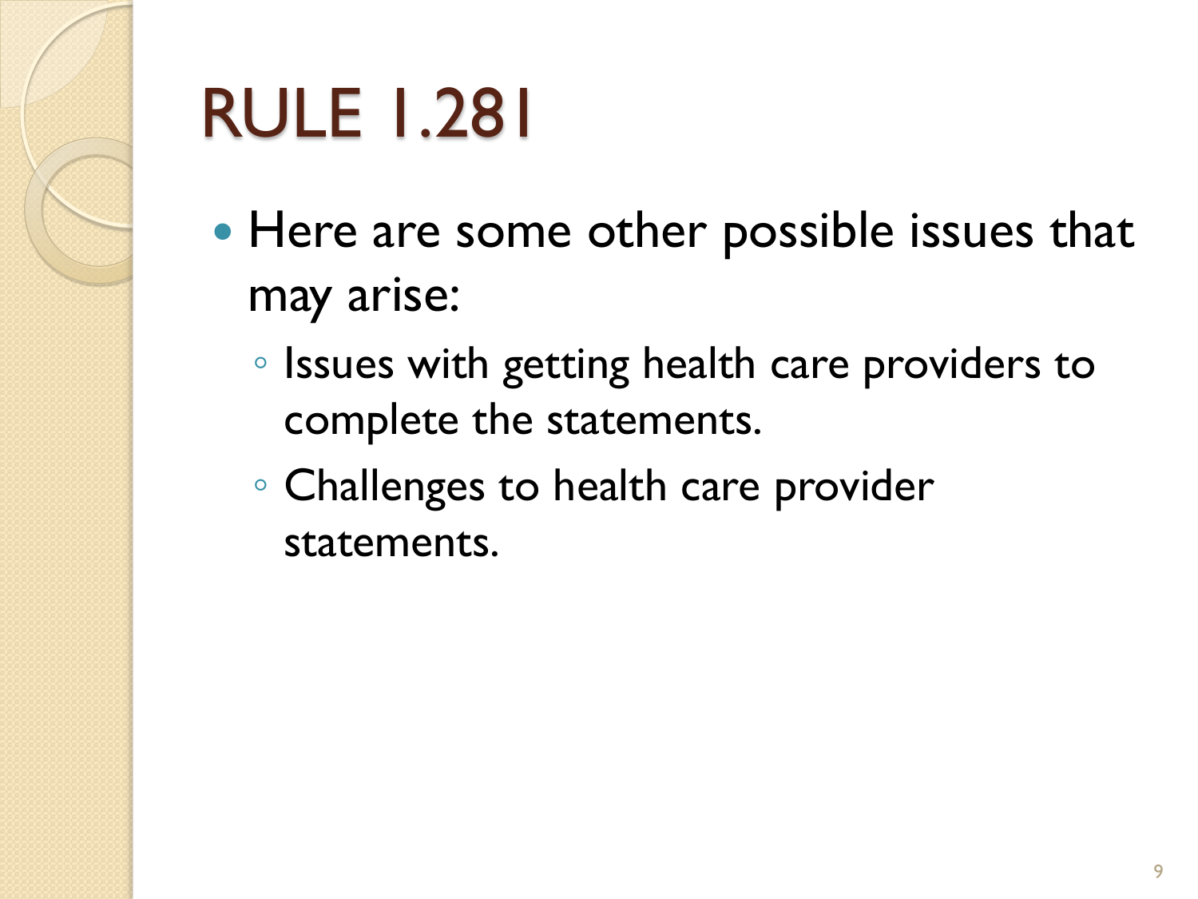# RULE 1.281

- Here are some other possible issues that may arise:
  - Issues with getting health care providers to complete the statements.
  - Challenges to health care provider statements.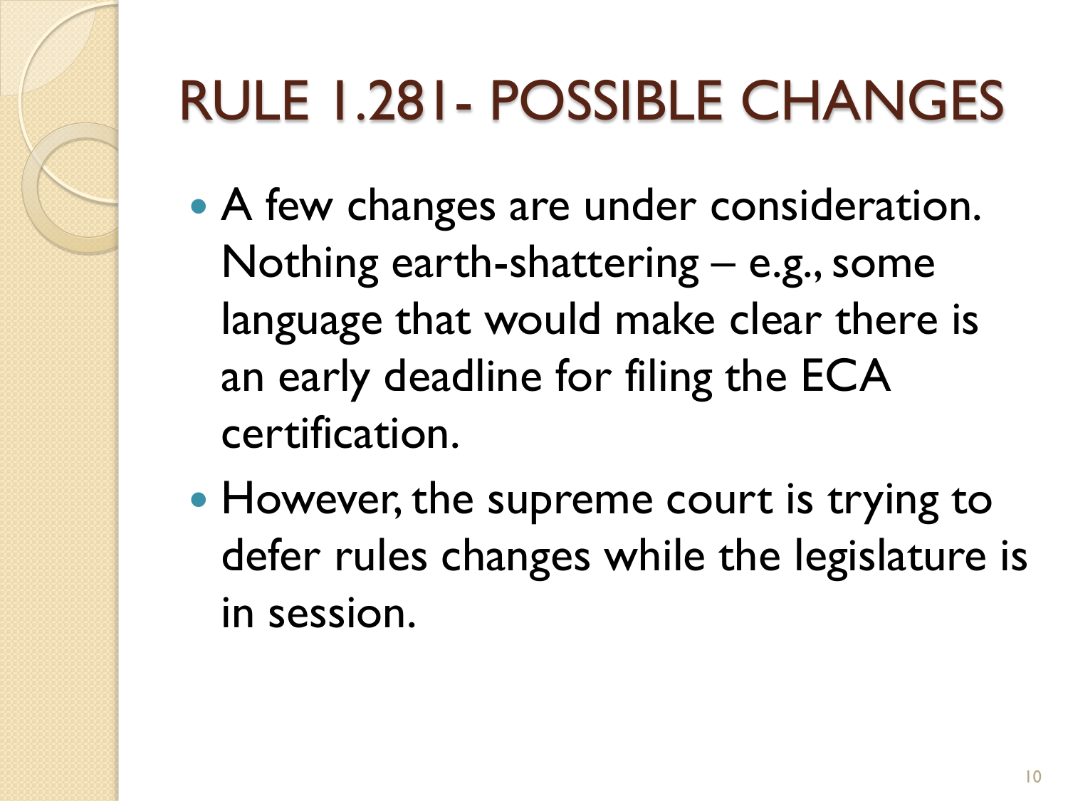# RULE 1.281- POSSIBLE CHANGES

- A few changes are under consideration. Nothing earth-shattering – e.g., some language that would make clear there is an early deadline for filing the ECA certification.
- However, the supreme court is trying to defer rules changes while the legislature is in session.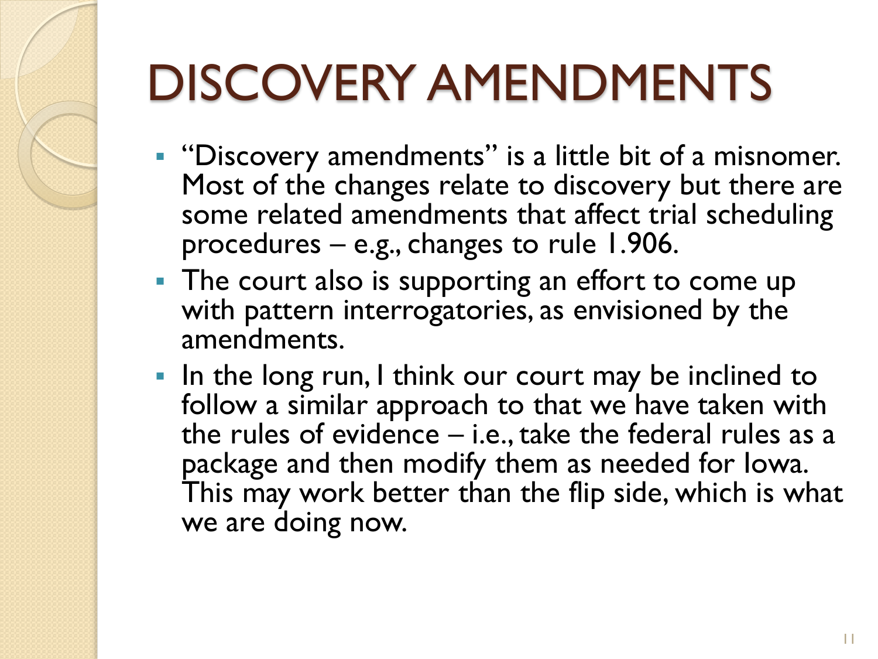# DISCOVERY AMENDMENTS

- "Discovery amendments" is a little bit of a misnomer. Most of the changes relate to discovery but there are some related amendments that affect trial scheduling procedures – e.g., changes to rule 1.906.
- The court also is supporting an effort to come up with pattern interrogatories, as envisioned by the amendments.
- In the long run, I think our court may be inclined to follow a similar approach to that we have taken with the rules of evidence – i.e., take the federal rules as a package and then modify them as needed for Iowa. This may work better than the flip side, which is what we are doing now.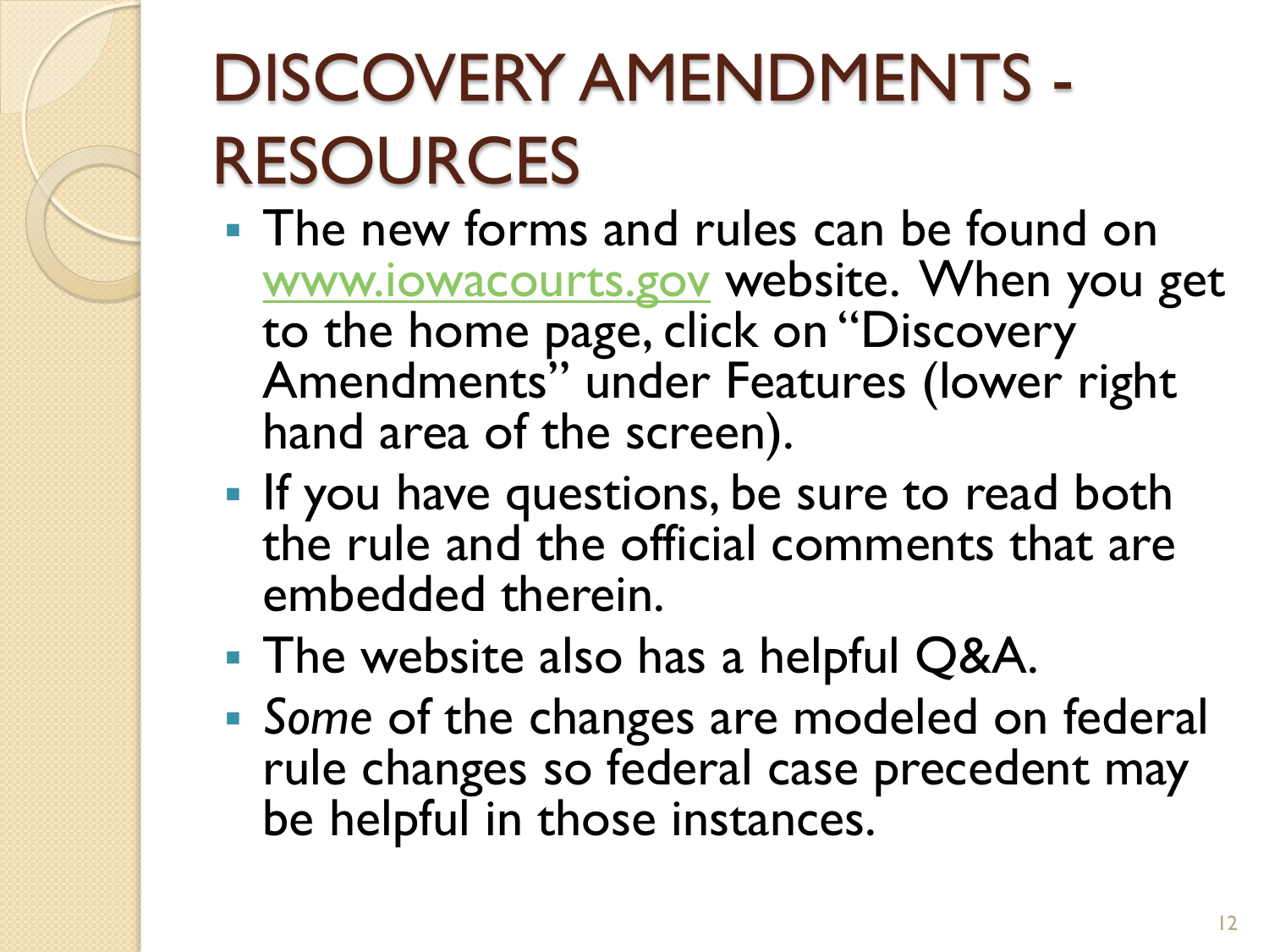# DISCOVERY AMENDMENTS - RESOURCES

- The new forms and rules can be found on [www.iowacourts.gov](http://www.iowacourts.gov) website. When you get to the home page, click on "Discovery Amendments" under Features (lower right hand area of the screen).
- If you have questions, be sure to read both the rule and the official comments that are embedded therein.
- The website also has a helpful Q&A.
- *Some* of the changes are modeled on federal rule changes so federal case precedent may be helpful in those instances.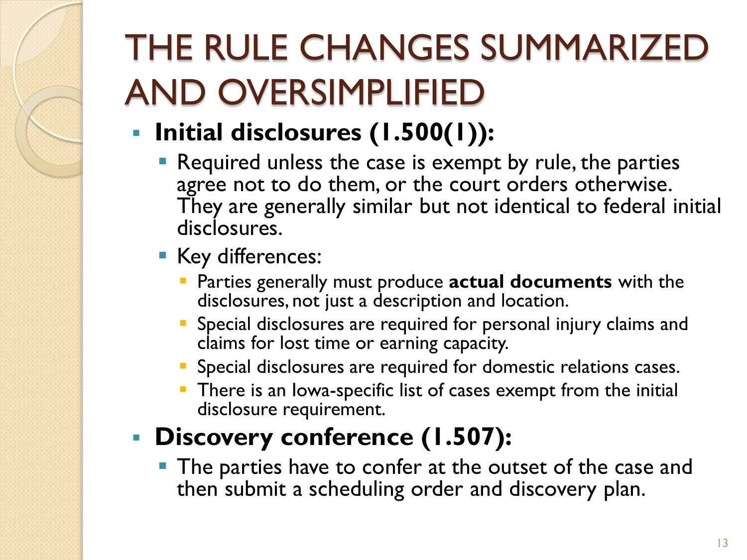# THE RULE CHANGES SUMMARIZED AND OVERSIMPLIFIED

- **Initial disclosures (1.500(1)):**
  - Required unless the case is exempt by rule, the parties agree not to do them, or the court orders otherwise. They are generally similar but not identical to federal initial disclosures.
  - Key differences:
    - Parties generally must produce **actual documents** with the disclosures, not just a description and location.
    - Special disclosures are required for personal injury claims and claims for lost time or earning capacity.
    - Special disclosures are required for domestic relations cases.
    - There is an Iowa-specific list of cases exempt from the initial disclosure requirement.
- **Discovery conference (1.507):**
  - The parties have to confer at the outset of the case and then submit a scheduling order and discovery plan.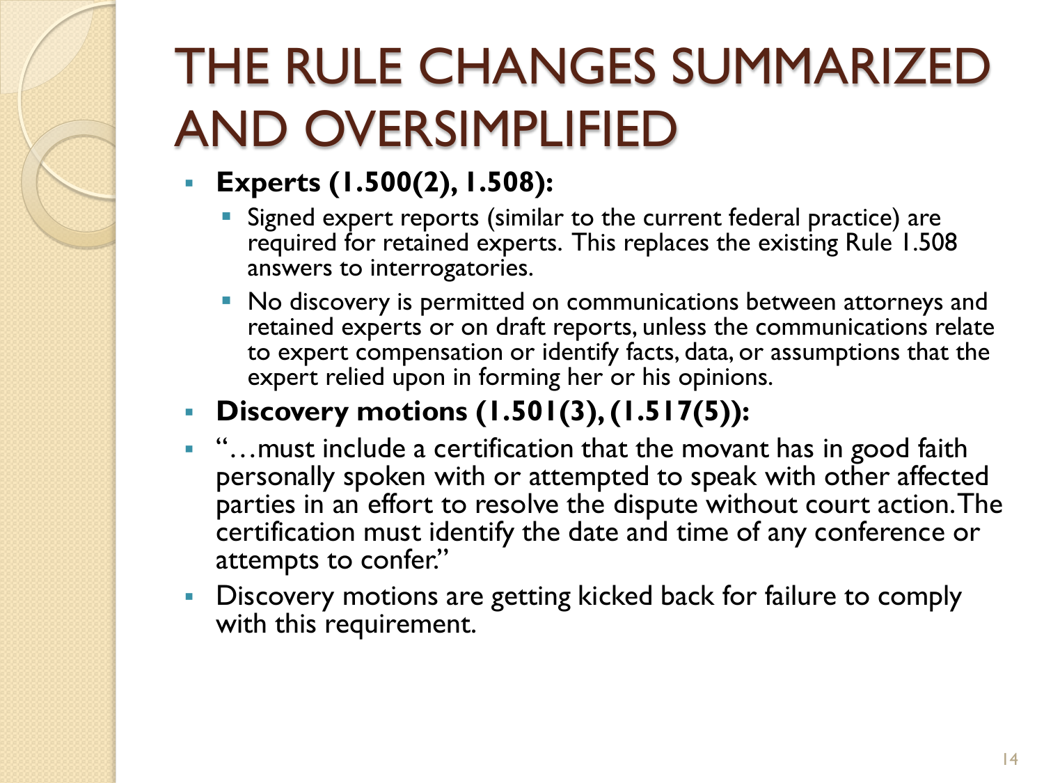# THE RULE CHANGES SUMMARIZED AND OVERSIMPLIFIED

- **Experts (1.500(2), 1.508):**
  - Signed expert reports (similar to the current federal practice) are required for retained experts. This replaces the existing Rule 1.508 answers to interrogatories.
  - No discovery is permitted on communications between attorneys and retained experts or on draft reports, unless the communications relate to expert compensation or identify facts, data, or assumptions that the expert relied upon in forming her or his opinions.
- **Discovery motions (1.501(3), (1.517(5)):**
- "…must include a certification that the movant has in good faith personally spoken with or attempted to speak with other affected parties in an effort to resolve the dispute without court action. The certification must identify the date and time of any conference or attempts to confer."
- Discovery motions are getting kicked back for failure to comply with this requirement.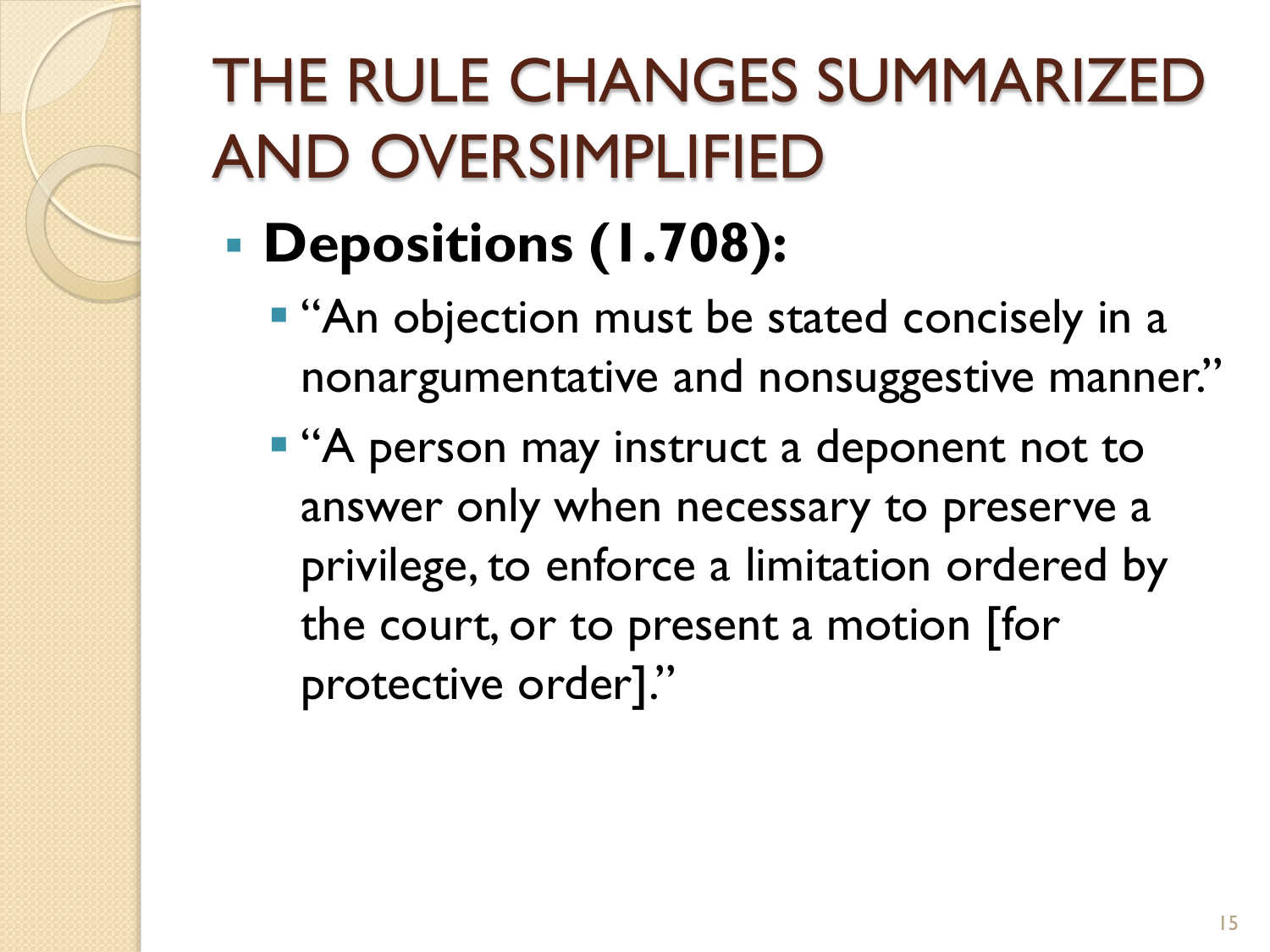# THE RULE CHANGES SUMMARIZED AND OVERSIMPLIFIED

- **Depositions (1.708):**
  - "An objection must be stated concisely in a nonargumentative and nonsuggestive manner."
  - "A person may instruct a deponent not to answer only when necessary to preserve a privilege, to enforce a limitation ordered by the court, or to present a motion [for protective order]."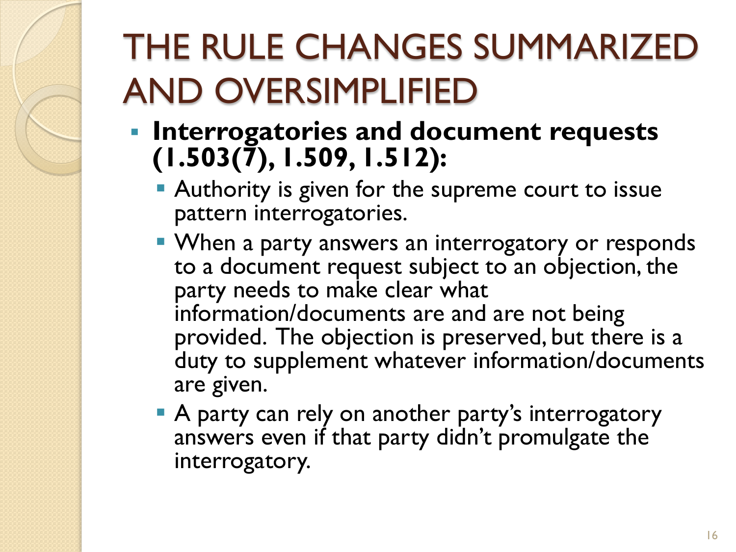# THE RULE CHANGES SUMMARIZED AND OVERSIMPLIFIED

- **Interrogatories and document requests (1.503(7), 1.509, 1.512):**
  - Authority is given for the supreme court to issue pattern interrogatories.
  - When a party answers an interrogatory or responds to a document request subject to an objection, the party needs to make clear what information/documents are and are not being provided. The objection is preserved, but there is a duty to supplement whatever information/documents are given.
  - A party can rely on another party's interrogatory answers even if that party didn't promulgate the interrogatory.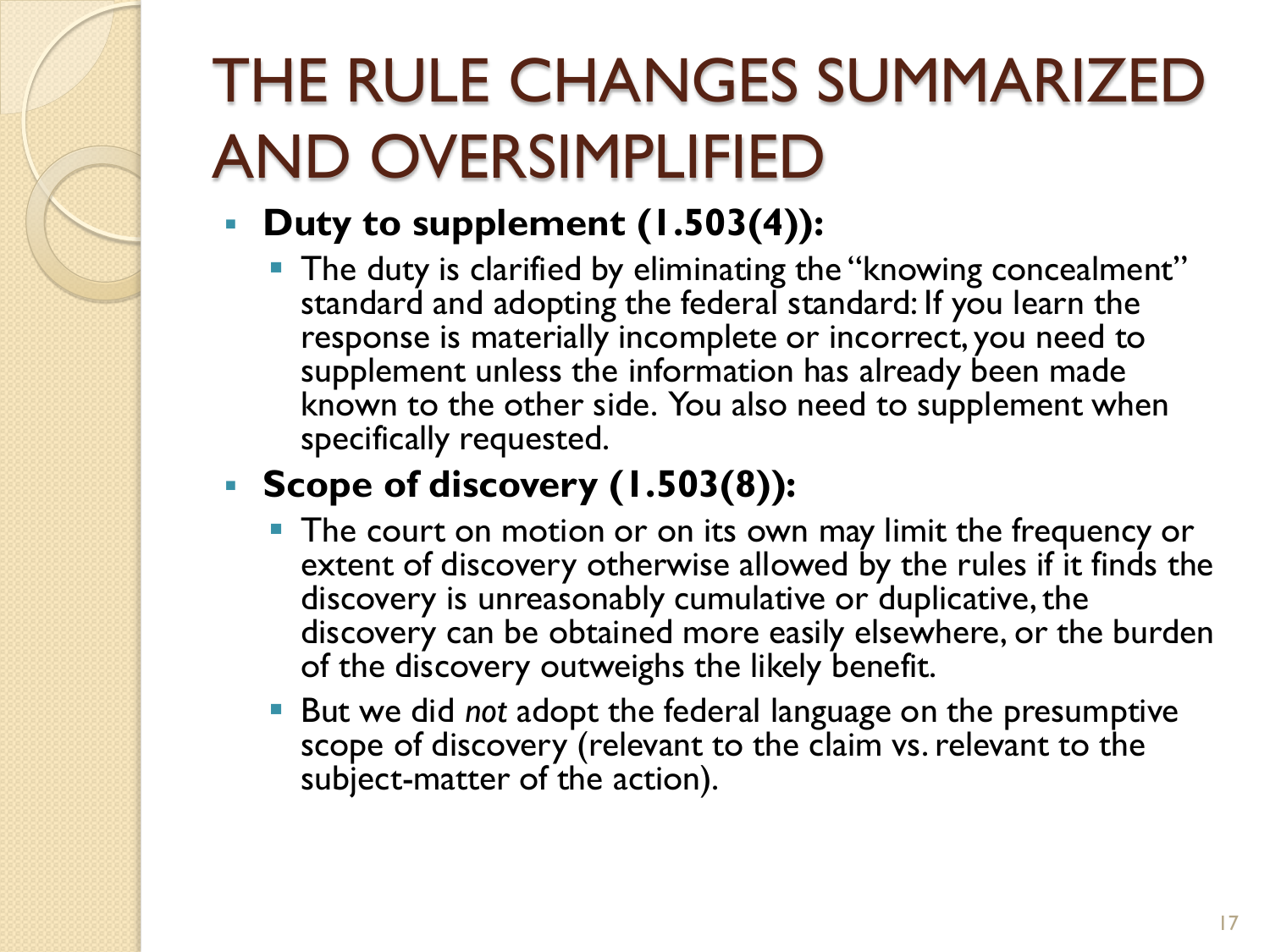# THE RULE CHANGES SUMMARIZED AND OVERSIMPLIFIED

- **Duty to supplement (1.503(4)):**
  - The duty is clarified by eliminating the "knowing concealment" standard and adopting the federal standard: If you learn the response is materially incomplete or incorrect, you need to supplement unless the information has already been made known to the other side. You also need to supplement when specifically requested.
- **Scope of discovery (1.503(8)):**
  - The court on motion or on its own may limit the frequency or extent of discovery otherwise allowed by the rules if it finds the discovery is unreasonably cumulative or duplicative, the discovery can be obtained more easily elsewhere, or the burden of the discovery outweighs the likely benefit.
  - But we did *not* adopt the federal language on the presumptive scope of discovery (relevant to the claim vs. relevant to the subject-matter of the action).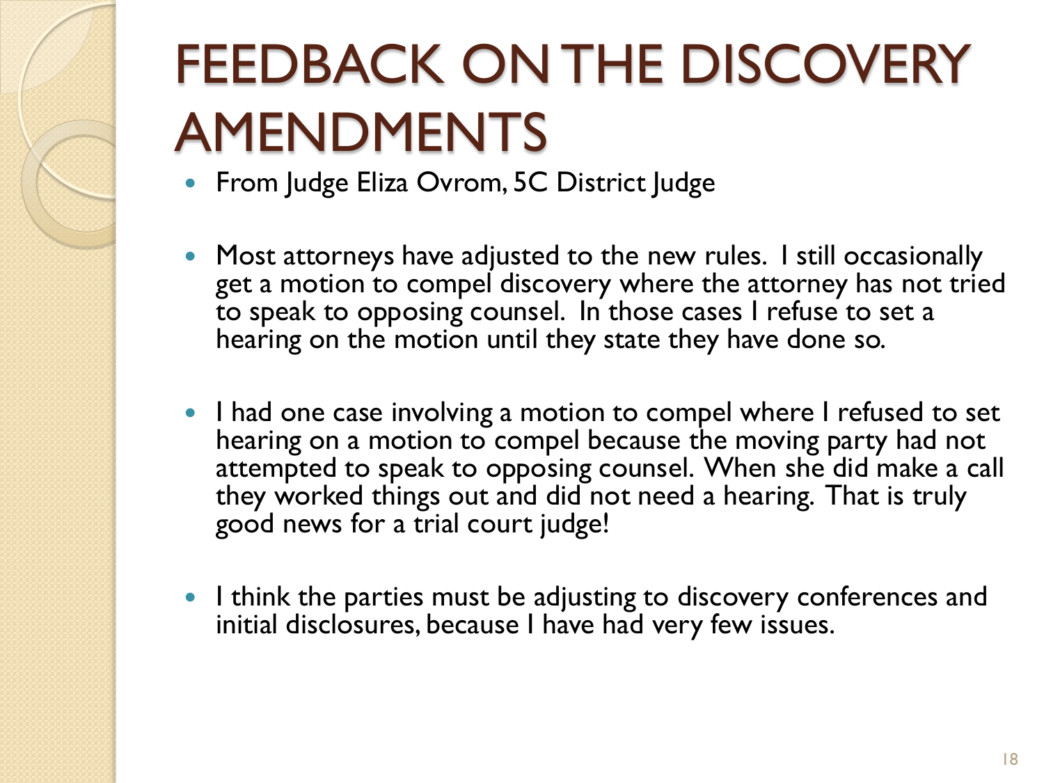# FEEDBACK ON THE DISCOVERY AMENDMENTS

- From Judge Eliza Ovrom, 5C District Judge

- Most attorneys have adjusted to the new rules. I still occasionally get a motion to compel discovery where the attorney has not tried to speak to opposing counsel. In those cases I refuse to set a hearing on the motion until they state they have done so.

- I had one case involving a motion to compel where I refused to set hearing on a motion to compel because the moving party had not attempted to speak to opposing counsel. When she did make a call they worked things out and did not need a hearing. That is truly good news for a trial court judge!

- I think the parties must be adjusting to discovery conferences and initial disclosures, because I have had very few issues.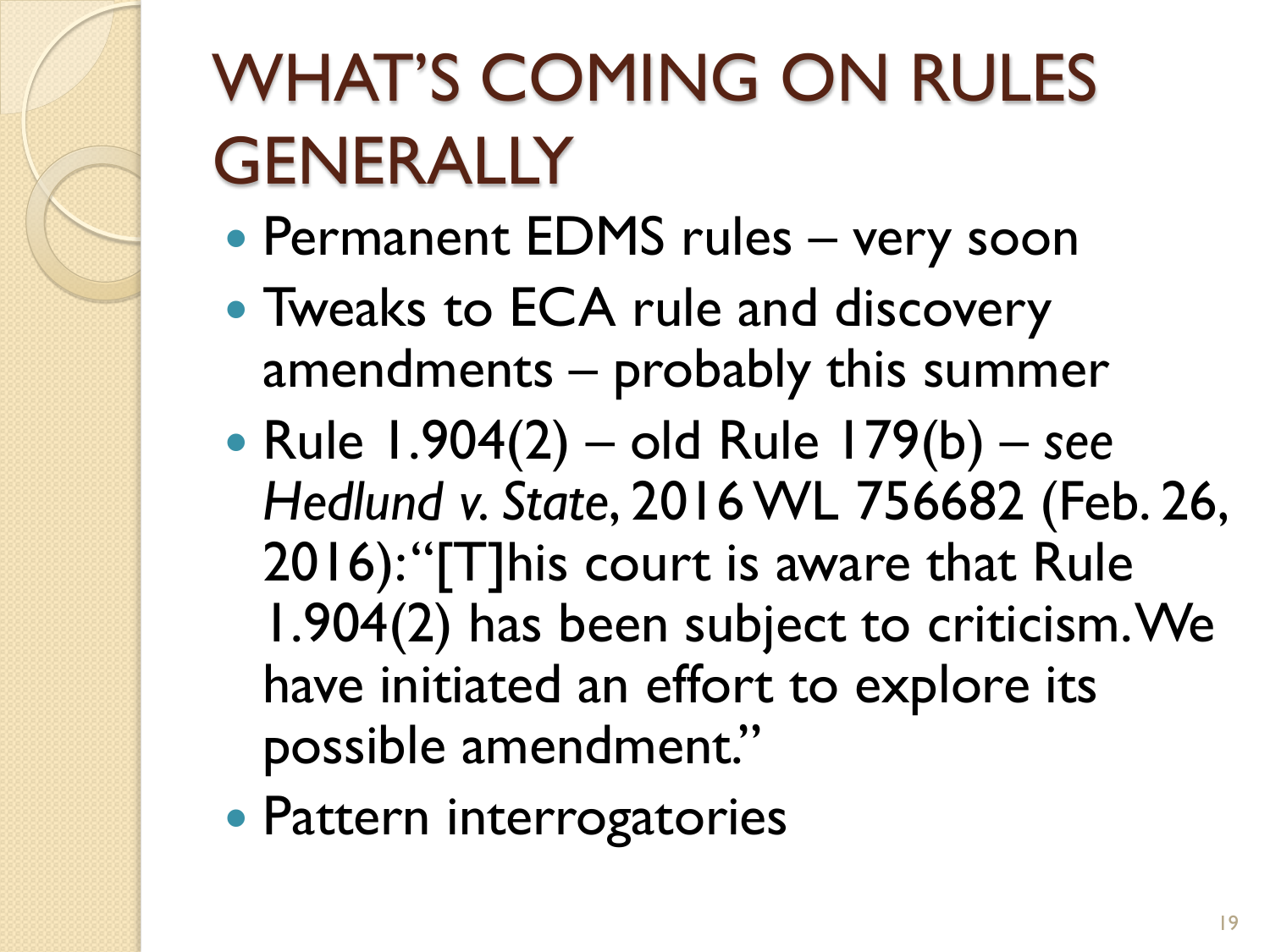# WHAT'S COMING ON RULES GENERALLY

- Permanent EDMS rules – very soon
- Tweaks to ECA rule and discovery amendments – probably this summer
- Rule 1.904(2) – old Rule 179(b) – *see Hedlund v. State*, 2016 WL 756682 (Feb. 26, 2016): "[T]his court is aware that Rule 1.904(2) has been subject to criticism. We have initiated an effort to explore its possible amendment."
- Pattern interrogatories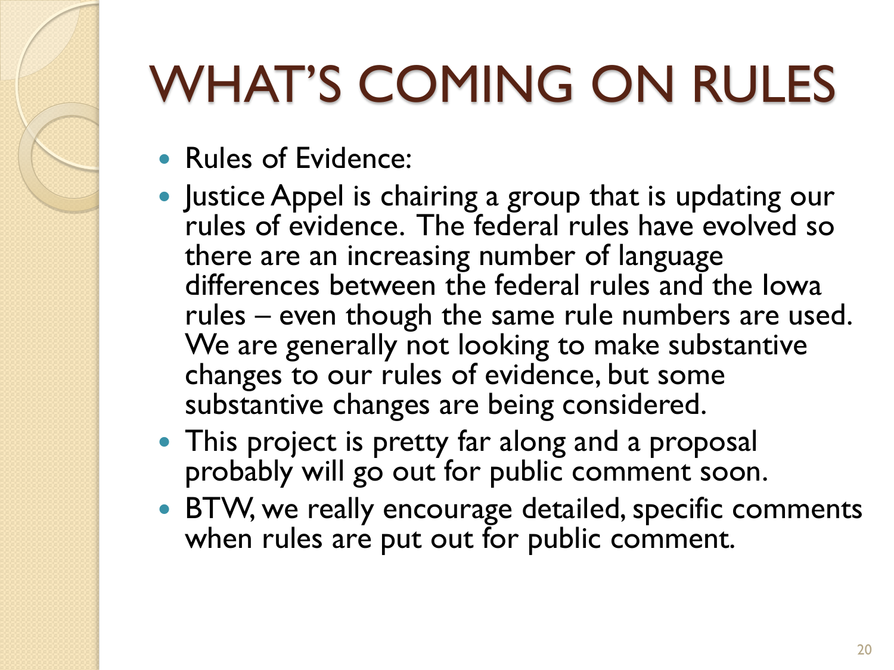# WHAT'S COMING ON RULES

- Rules of Evidence:
- Justice Appel is chairing a group that is updating our rules of evidence. The federal rules have evolved so there are an increasing number of language differences between the federal rules and the Iowa rules – even though the same rule numbers are used. We are generally not looking to make substantive changes to our rules of evidence, but some substantive changes are being considered.
- This project is pretty far along and a proposal probably will go out for public comment soon.
- BTW, we really encourage detailed, specific comments when rules are put out for public comment.